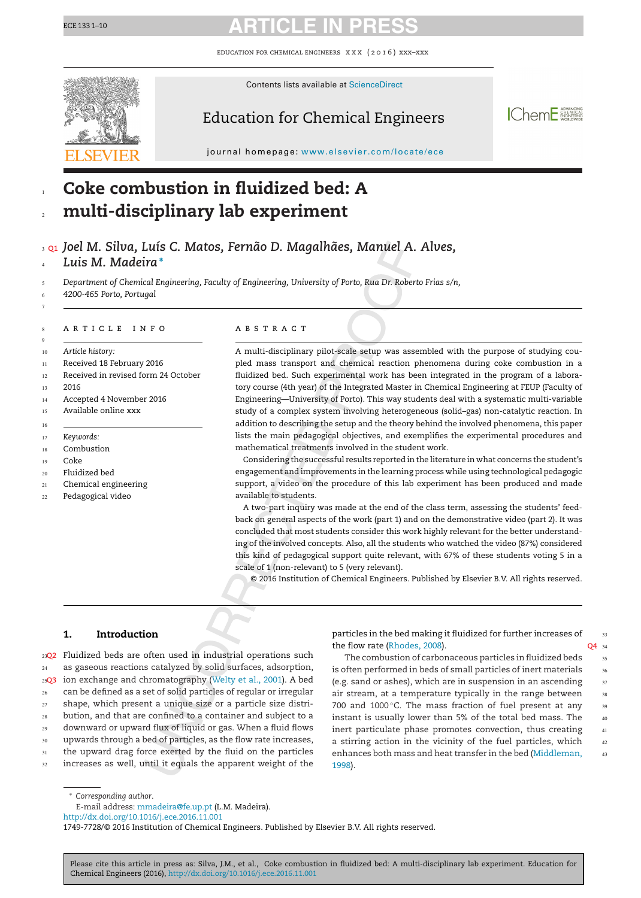# Coke combustion in fluidized bed: A multi-disciplinary lab experiment

*Joel M. Silva, Luís C. Matos, Fernão D. Magalhães, Manuel A. Alves, Luis M. Madeira**

*Department of Chemical Engineering, Faculty of Engineering, University of Porto, Rua Dr. Roberto Frias s/n, 4200-465 Porto, Portugal*

**ARTICLE INFO**

*Article history:*
Received 18 February 2016
Received in revised form 24 October 2016
Accepted 4 November 2016
Available online xxx

*Keywords:*
Combustion
Coke
Fluidized bed
Chemical engineering
Pedagogical video

**ABSTRACT**

A multi-disciplinary pilot-scale setup was assembled with the purpose of studying coupled mass transport and chemical reaction phenomena during coke combustion in a fluidized bed. Such experimental work has been integrated in the program of a laboratory course (4th year) of the Integrated Master in Chemical Engineering at FEUP (Faculty of Engineering—University of Porto). This way students deal with a systematic multi-variable study of a complex system involving heterogeneous (solid–gas) non-catalytic reaction. In addition to describing the setup and the theory behind the involved phenomena, this paper lists the main pedagogical objectives, and exemplifies the experimental procedures and mathematical treatments involved in the student work.

Considering the successful results reported in the literature in what concerns the student's engagement and improvements in the learning process while using technological pedagogic support, a video on the procedure of this lab experiment has been produced and made available to students.

A two-part inquiry was made at the end of the class term, assessing the students' feedback on general aspects of the work (part 1) and on the demonstrative video (part 2). It was concluded that most students consider this work highly relevant for the better understanding of the involved concepts. Also, all the students who watched the video (87%) considered this kind of pedagogical support quite relevant, with 67% of these students voting 5 in a scale of 1 (non-relevant) to 5 (very relevant).

© 2016 Institution of Chemical Engineers. Published by Elsevier B.V. All rights reserved.

## 1. Introduction

Fluidized beds are often used in industrial operations such as gaseous reactions catalyzed by solid surfaces, adsorption, ion exchange and chromatography (Welty et al., 2001). A bed can be defined as a set of solid particles of regular or irregular shape, which present a unique size or a particle size distribution, and that are confined to a container and subject to a downward or upward flux of liquid or gas. When a fluid flows upwards through a bed of particles, as the flow rate increases, the upward drag force exerted by the fluid on the particles increases as well, until it equals the apparent weight of the particles in the bed making it fluidized for further increases of the flow rate (Rhodes, 2008).

The combustion of carbonaceous particles in fluidized beds is often performed in beds of small particles of inert materials (e.g. sand or ashes), which are in suspension in an ascending air stream, at a temperature typically in the range between 700 and 1000 °C. The mass fraction of fuel present at any instant is usually lower than 5% of the total bed mass. The inert particulate phase promotes convection, thus creating a stirring action in the vicinity of the fuel particles, which enhances both mass and heat transfer in the bed (Middleman, 1998).

* Corresponding author.
E-mail address: mmadeira@fe.up.pt (L.M. Madeira).
http://dx.doi.org/10.1016/j.ece.2016.11.001
1749-7728/© 2016 Institution of Chemical Engineers. Published by Elsevier B.V. All rights reserved.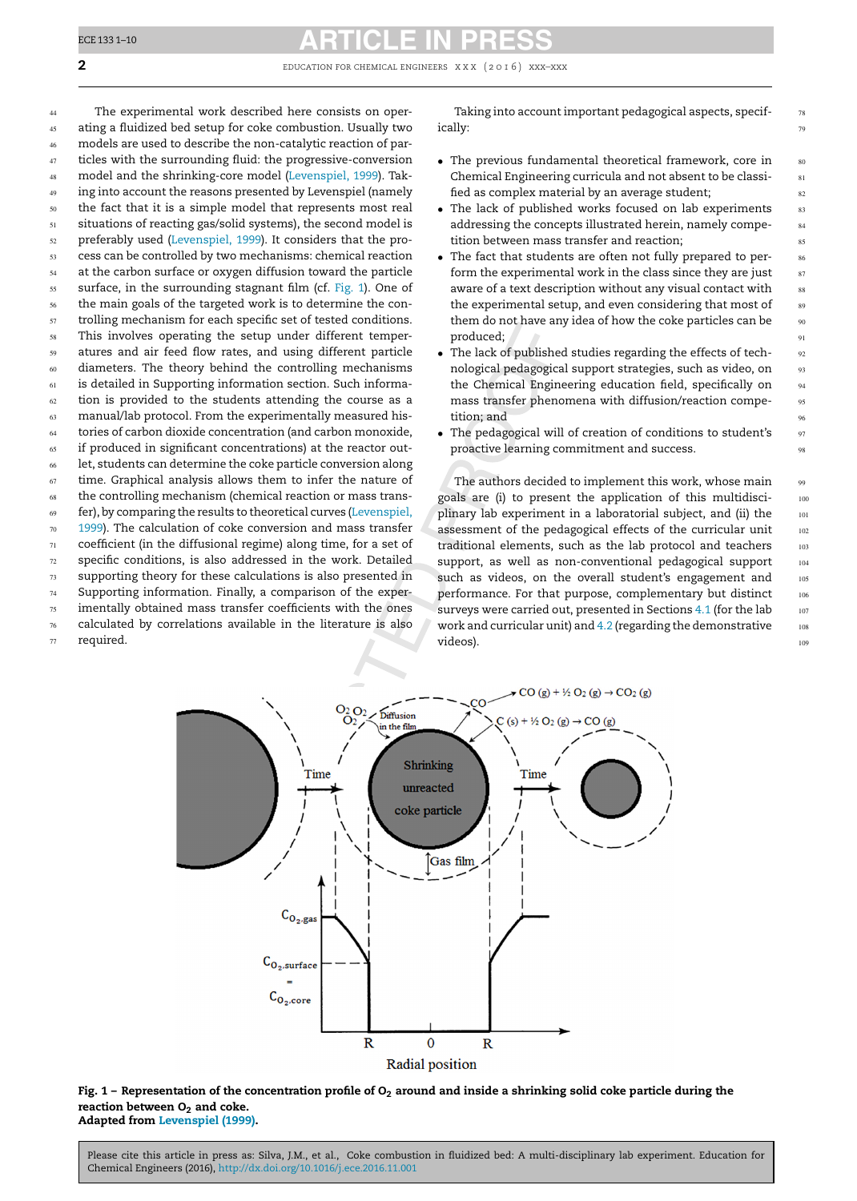The experimental work described here consists on operating a fluidized bed setup for coke combustion. Usually two models are used to describe the non-catalytic reaction of particles with the surrounding fluid: the progressive-conversion model and the shrinking-core model (Levenspiel, 1999). Taking into account the reasons presented by Levenspiel (namely the fact that it is a simple model that represents most real situations of reacting gas/solid systems), the second model is preferably used (Levenspiel, 1999). It considers that the process can be controlled by two mechanisms: chemical reaction at the carbon surface or oxygen diffusion toward the particle surface, in the surrounding stagnant film (cf. Fig. 1). One of the main goals of the targeted work is to determine the controlling mechanism for each specific set of tested conditions. This involves operating the setup under different temperatures and air feed flow rates, and using different particle diameters. The theory behind the controlling mechanisms is detailed in Supporting information section. Such information is provided to the students attending the course as a manual/lab protocol. From the experimentally measured histories of carbon dioxide concentration (and carbon monoxide, if produced in significant concentrations) at the reactor outlet, students can determine the coke particle conversion along time. Graphical analysis allows them to infer the nature of the controlling mechanism (chemical reaction or mass transfer), by comparing the results to theoretical curves (Levenspiel, 1999). The calculation of coke conversion and mass transfer coefficient (in the diffusional regime) along time, for a set of specific conditions, is also addressed in the work. Detailed supporting theory for these calculations is also presented in Supporting information. Finally, a comparison of the experimentally obtained mass transfer coefficients with the ones calculated by correlations available in the literature is also required.

Taking into account important pedagogical aspects, specifically:

- The previous fundamental theoretical framework, core in Chemical Engineering curricula and not absent to be classified as complex material by an average student;
- The lack of published lab experiments addressing the concepts illustrated herein, namely competition between mass transfer and reaction;
- The fact that students are often not fully prepared to perform the experimental work in the class since they are just aware of a text description without any visual contact with the experimental setup, and even considering that most of them do not have any idea of how the coke particles can be produced;
- The lack of published studies regarding the effects of technological pedagogical support strategies, such as video, on the Chemical Engineering education field, specifically on mass transfer phenomena with diffusion/reaction competition; and
- The pedagogical will of creation of conditions to student's proactive learning commitment and success.

The authors decided to implement this work, whose main goals are (i) to present the application of this multidisciplinary lab experiment in a laboratorial subject, and (ii) the assessment of the pedagogical effects of the curricular unit traditional elements, such as the lab protocol and teachers support, as well as non-conventional pedagogical support such as videos, on the overall student's engagement and performance. For that purpose, complementary but distinct surveys were carried out, presented in Sections 4.1 (for the lab work and curricular unit) and 4.2 (regarding the demonstrative videos).

**Fig. 1 – Representation of the concentration profile of $O_2$ around and inside a shrinking solid coke particle during the reaction between $O_2$ and coke.**
**Adapted from Levenspiel (1999).**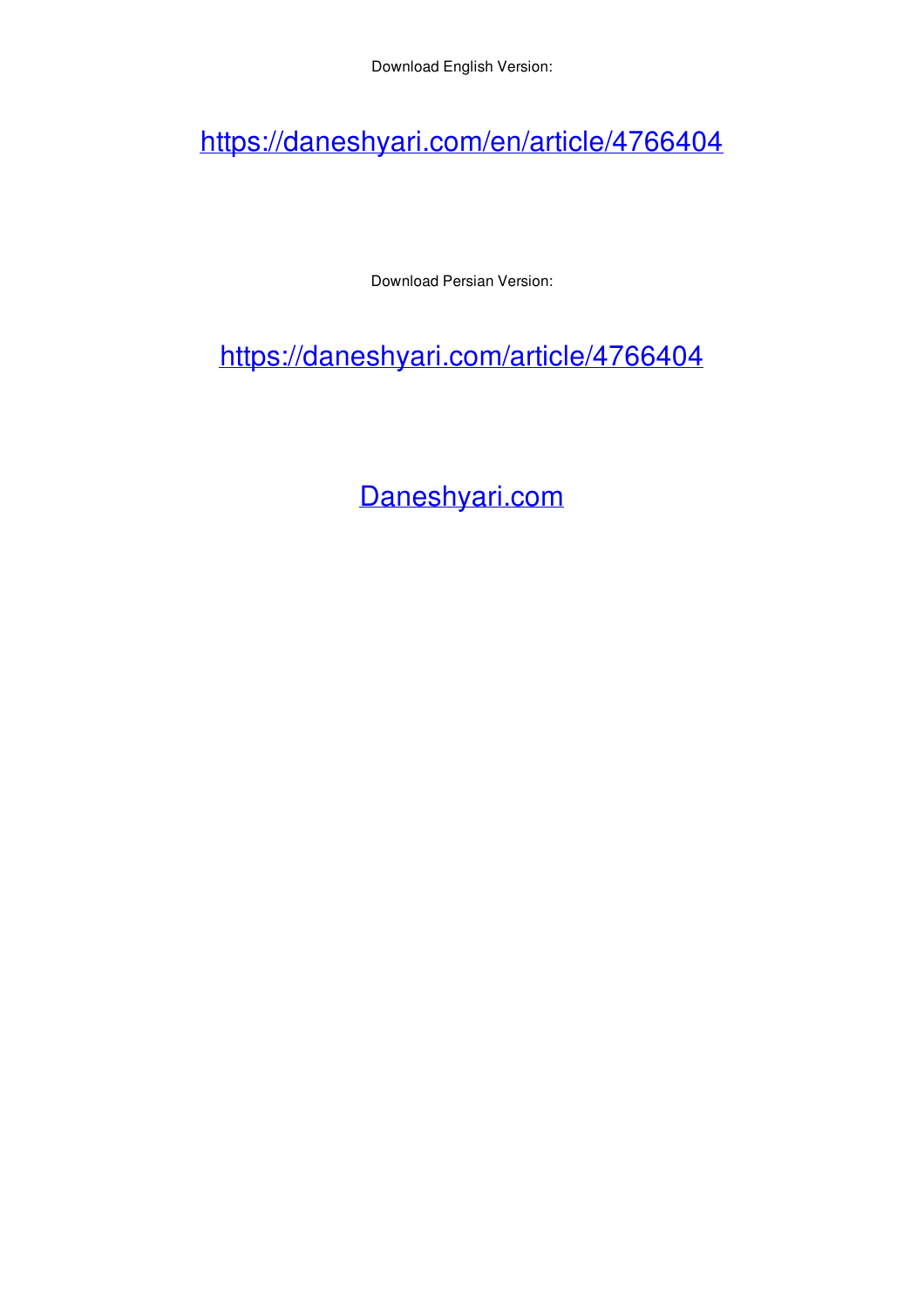Download English Version:

[https://daneshyari.com/en/article/4766404](https://daneshyari.com/en/article/4766404)

Download Persian Version:

[https://daneshyari.com/article/4766404](https://daneshyari.com/article/4766404)

[Daneshyari.com](https://daneshyari.com)